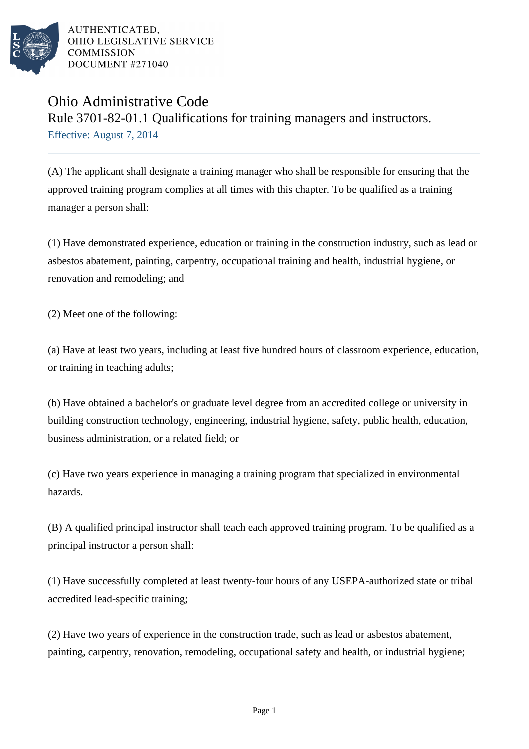AUTHENTICATED,
OHIO LEGISLATIVE SERVICE
COMMISSION
DOCUMENT #271040

# Ohio Administrative Code

## Rule 3701-82-01.1 Qualifications for training managers and instructors.

Effective: August 7, 2014

(A) The applicant shall designate a training manager who shall be responsible for ensuring that the approved training program complies at all times with this chapter. To be qualified as a training manager a person shall:

(1) Have demonstrated experience, education or training in the construction industry, such as lead or asbestos abatement, painting, carpentry, occupational training and health, industrial hygiene, or renovation and remodeling; and

(2) Meet one of the following:

(a) Have at least two years, including at least five hundred hours of classroom experience, education, or training in teaching adults;

(b) Have obtained a bachelor's or graduate level degree from an accredited college or university in building construction technology, engineering, industrial hygiene, safety, public health, education, business administration, or a related field; or

(c) Have two years experience in managing a training program that specialized in environmental hazards.

(B) A qualified principal instructor shall teach each approved training program. To be qualified as a principal instructor a person shall:

(1) Have successfully completed at least twenty-four hours of any USEPA-authorized state or tribal accredited lead-specific training;

(2) Have two years of experience in the construction trade, such as lead or asbestos abatement, painting, carpentry, renovation, remodeling, occupational safety and health, or industrial hygiene;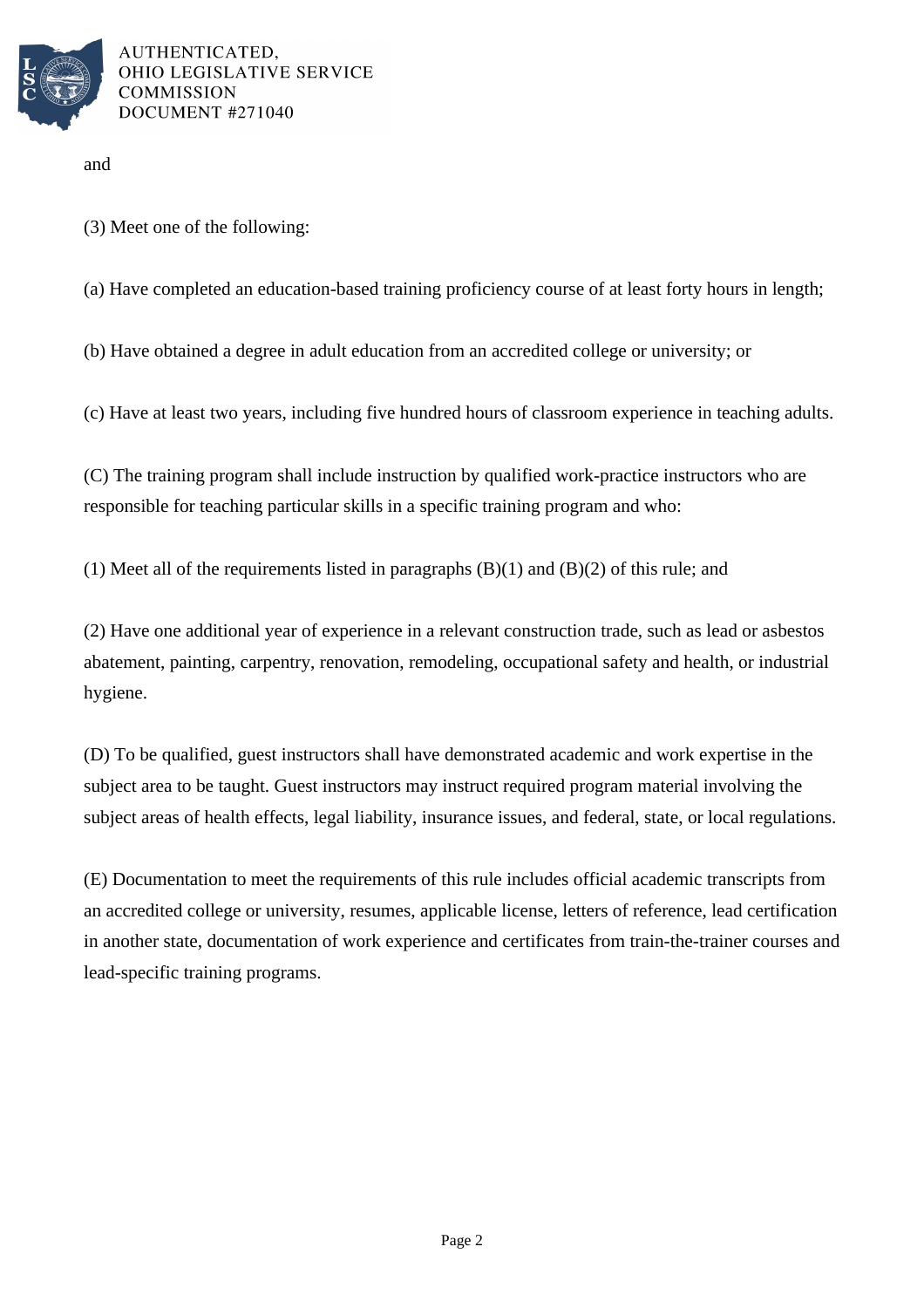and

(3) Meet one of the following:

(a) Have completed an education-based training proficiency course of at least forty hours in length;

(b) Have obtained a degree in adult education from an accredited college or university; or

(c) Have at least two years, including five hundred hours of classroom experience in teaching adults.

(C) The training program shall include instruction by qualified work-practice instructors who are responsible for teaching particular skills in a specific training program and who:

(1) Meet all of the requirements listed in paragraphs (B)(1) and (B)(2) of this rule; and

(2) Have one additional year of experience in a relevant construction trade, such as lead or asbestos abatement, painting, carpentry, renovation, remodeling, occupational safety and health, or industrial hygiene.

(D) To be qualified, guest instructors shall have demonstrated academic and work expertise in the subject area to be taught. Guest instructors may instruct required program material involving the subject areas of health effects, legal liability, insurance issues, and federal, state, or local regulations.

(E) Documentation to meet the requirements of this rule includes official academic transcripts from an accredited college or university, resumes, applicable license, letters of reference, lead certification in another state, documentation of work experience and certificates from train-the-trainer courses and lead-specific training programs.